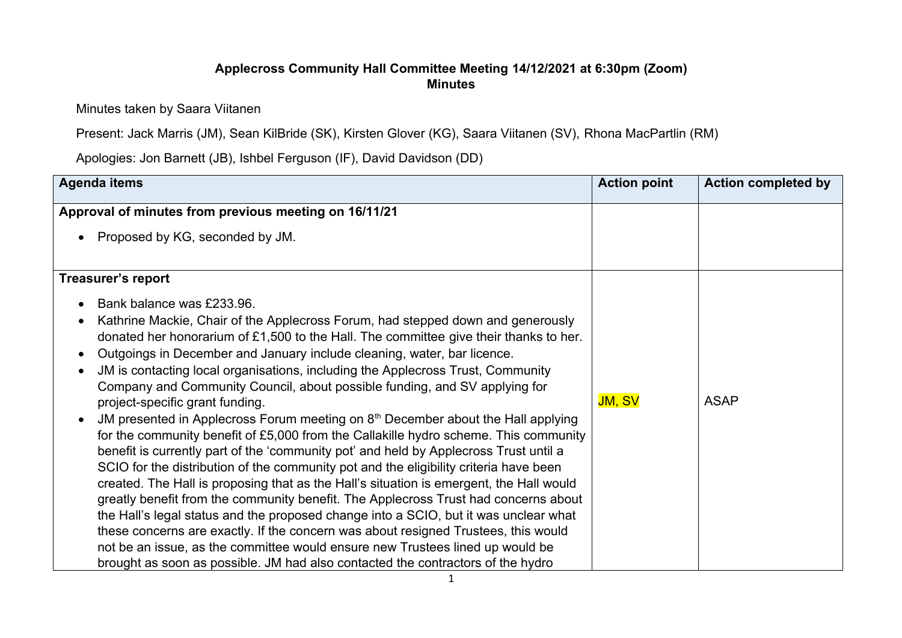**Applecross Community Hall Committee Meeting 14/12/2021 at 6:30pm (Zoom)**
**Minutes**

Minutes taken by Saara Viitanen

Present: Jack Marris (JM), Sean KilBride (SK), Kirsten Glover (KG), Saara Viitanen (SV), Rhona MacPartlin (RM)

Apologies: Jon Barnett (JB), Ishbel Ferguson (IF), David Davidson (DD)

| Agenda items | Action point | Action completed by |
|---|---|---|
| **Approval of minutes from previous meeting on 16/11/21**<br>• Proposed by KG, seconded by JM. | | |
| **Treasurer's report**<br>• Bank balance was £233.96.<br>• Kathrine Mackie, Chair of the Applecross Forum, had stepped down and generously donated her honorarium of £1,500 to the Hall. The committee give their thanks to her.<br>• Outgoings in December and January include cleaning, water, bar licence.<br>• JM is contacting local organisations, including the Applecross Trust, Community Company and Community Council, about possible funding, and SV applying for project-specific grant funding.<br>• JM presented in Applecross Forum meeting on 8th December about the Hall applying for the community benefit of £5,000 from the Callakille hydro scheme. This community benefit is currently part of the 'community pot' and held by Applecross Trust until a SCIO for the distribution of the community pot and the eligibility criteria have been created. The Hall is proposing that as the Hall's situation is emergent, the Hall would greatly benefit from the community benefit. The Applecross Trust had concerns about the Hall's legal status and the proposed change into a SCIO, but it was unclear what these concerns are exactly. If the concern was about resigned Trustees, this would not be an issue, as the committee would ensure new Trustees lined up would be brought as soon as possible. JM had also contacted the contractors of the hydro | JM, SV | ASAP |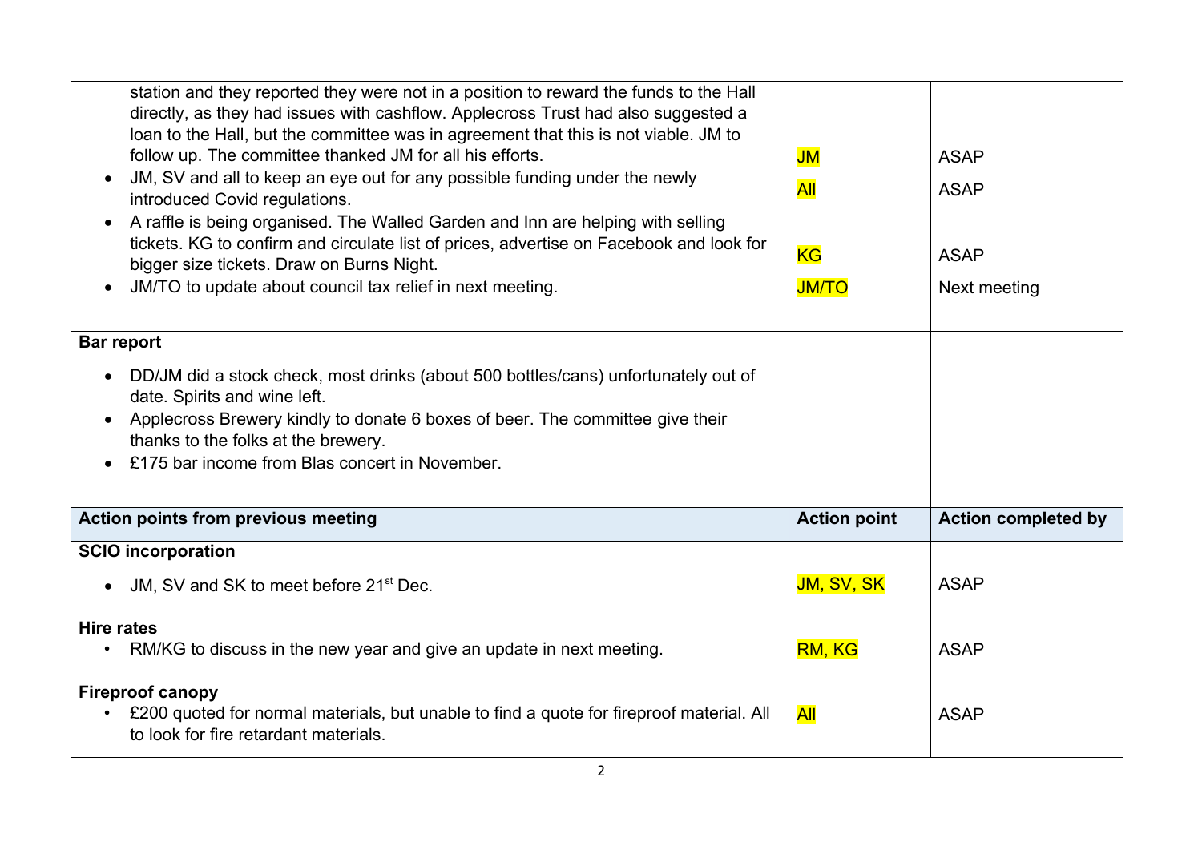| | | |
|---|---|---|
| station and they reported they were not in a position to reward the funds to the Hall directly, as they had issues with cashflow. Applecross Trust had also suggested a loan to the Hall, but the committee was in agreement that this is not viable. JM to follow up. The committee thanked JM for all his efforts.<br>• JM, SV and all to keep an eye out for any possible funding under the newly introduced Covid regulations.<br>• A raffle is being organised. The Walled Garden and Inn are helping with selling tickets. KG to confirm and circulate list of prices, advertise on Facebook and look for bigger size tickets. Draw on Burns Night.<br>• JM/TO to update about council tax relief in next meeting. | JM<br>All<br>KG<br>JM/TO | ASAP<br>ASAP<br>ASAP<br>Next meeting |
| **Bar report**<br>• DD/JM did a stock check, most drinks (about 500 bottles/cans) unfortunately out of date. Spirits and wine left.<br>• Applecross Brewery kindly to donate 6 boxes of beer. The committee give their thanks to the folks at the brewery.<br>• £175 bar income from Blas concert in November. | | |
| **Action points from previous meeting** | **Action point** | **Action completed by** |
| **SCIO incorporation**<br>• JM, SV and SK to meet before 21st Dec. | JM, SV, SK | ASAP |
| **Hire rates**<br>• RM/KG to discuss in the new year and give an update in next meeting. | RM, KG | ASAP |
| **Fireproof canopy**<br>• £200 quoted for normal materials, but unable to find a quote for fireproof material. All to look for fire retardant materials. | All | ASAP |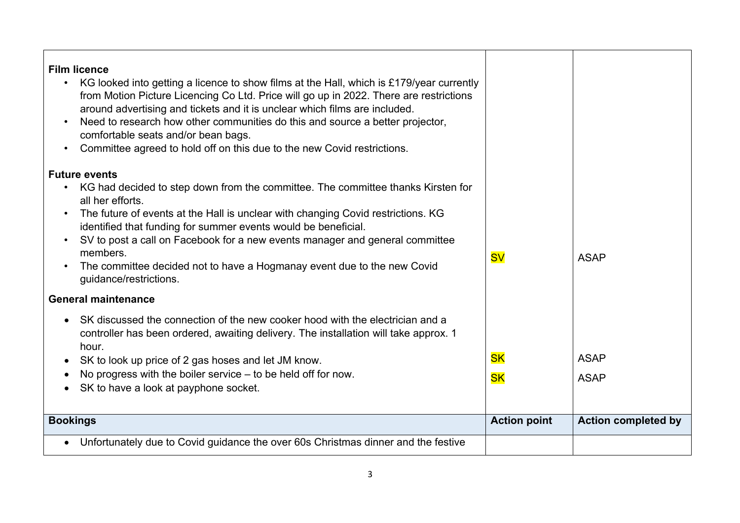| | | |
|---|---|---|
| **Film licence**<br>• KG looked into getting a licence to show films at the Hall, which is £179/year currently from Motion Picture Licencing Co Ltd. Price will go up in 2022. There are restrictions around advertising and tickets and it is unclear which films are included.<br>• Need to research how other communities do this and source a better projector, comfortable seats and/or bean bags.<br>• Committee agreed to hold off on this due to the new Covid restrictions.<br><br>**Future events**<br>• KG had decided to step down from the committee. The committee thanks Kirsten for all her efforts.<br>• The future of events at the Hall is unclear with changing Covid restrictions. KG identified that funding for summer events would be beneficial.<br>• SV to post a call on Facebook for a new events manager and general committee members.<br>• The committee decided not to have a Hogmanay event due to the new Covid guidance/restrictions.<br><br>**General maintenance**<br>• SK discussed the connection of the new cooker hood with the electrician and a controller has been ordered, awaiting delivery. The installation will take approx. 1 hour.<br>• SK to look up price of 2 gas hoses and let JM know.<br>• No progress with the boiler service – to be held off for now.<br>• SK to have a look at payphone socket. | SV<br><br>SK<br><br>SK | ASAP<br><br>ASAP<br><br>ASAP |
| **Bookings** | **Action point** | **Action completed by** |
| • Unfortunately due to Covid guidance the over 60s Christmas dinner and the festive | | |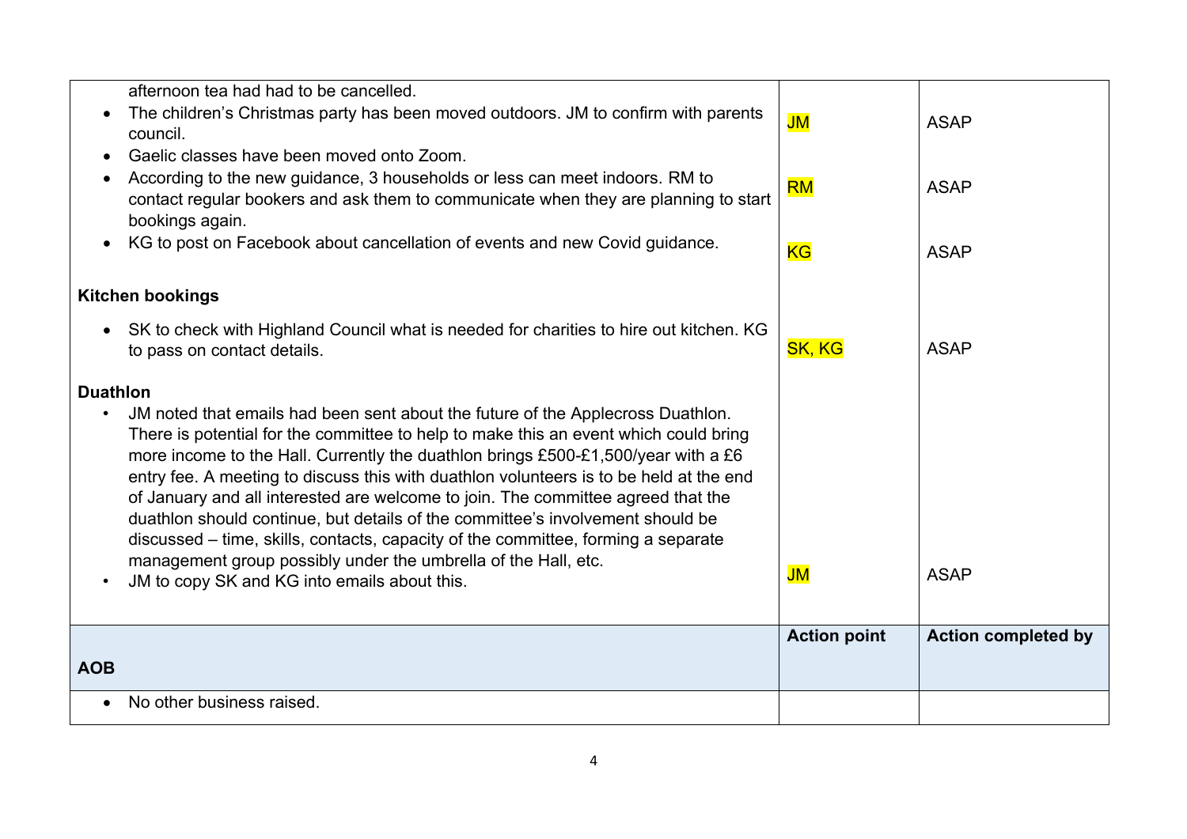| | | |
|---|---|---|
| afternoon tea had had to be cancelled.<br>• The children's Christmas party has been moved outdoors. JM to confirm with parents council.<br>• Gaelic classes have been moved onto Zoom.<br>• According to the new guidance, 3 households or less can meet indoors. RM to contact regular bookers and ask them to communicate when they are planning to start bookings again.<br>• KG to post on Facebook about cancellation of events and new Covid guidance. | JM<br><br>RM<br><br>KG | ASAP<br><br>ASAP<br><br>ASAP |
| **Kitchen bookings**<br>• SK to check with Highland Council what is needed for charities to hire out kitchen. KG to pass on contact details. | SK, KG | ASAP |
| **Duathlon**<br>• JM noted that emails had been sent about the future of the Applecross Duathlon. There is potential for the committee to help to make this an event which could bring more income to the Hall. Currently the duathlon brings £500-£1,500/year with a £6 entry fee. A meeting to discuss this with duathlon volunteers is to be held at the end of January and all interested are welcome to join. The committee agreed that the duathlon should continue, but details of the committee's involvement should be discussed – time, skills, contacts, capacity of the committee, forming a separate management group possibly under the umbrella of the Hall, etc.<br>• JM to copy SK and KG into emails about this. | JM | ASAP |
| **AOB** | **Action point** | **Action completed by** |
| • No other business raised. | | |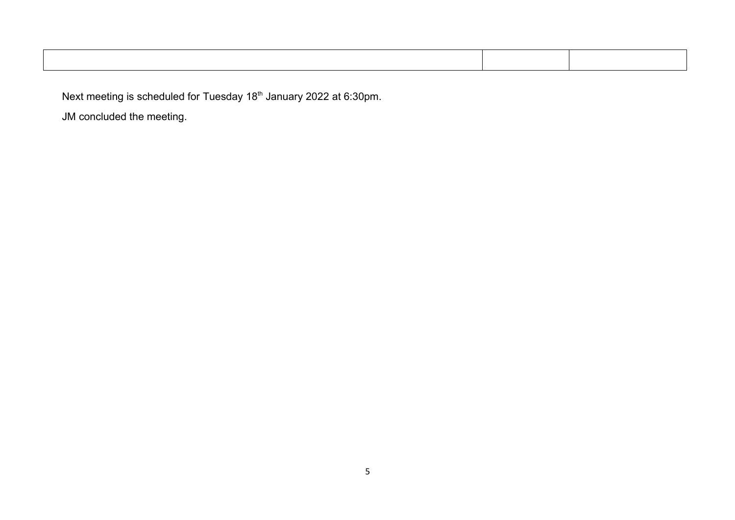| | | |
|---|---|---|
| | | |

Next meeting is scheduled for Tuesday 18th January 2022 at 6:30pm.

JM concluded the meeting.